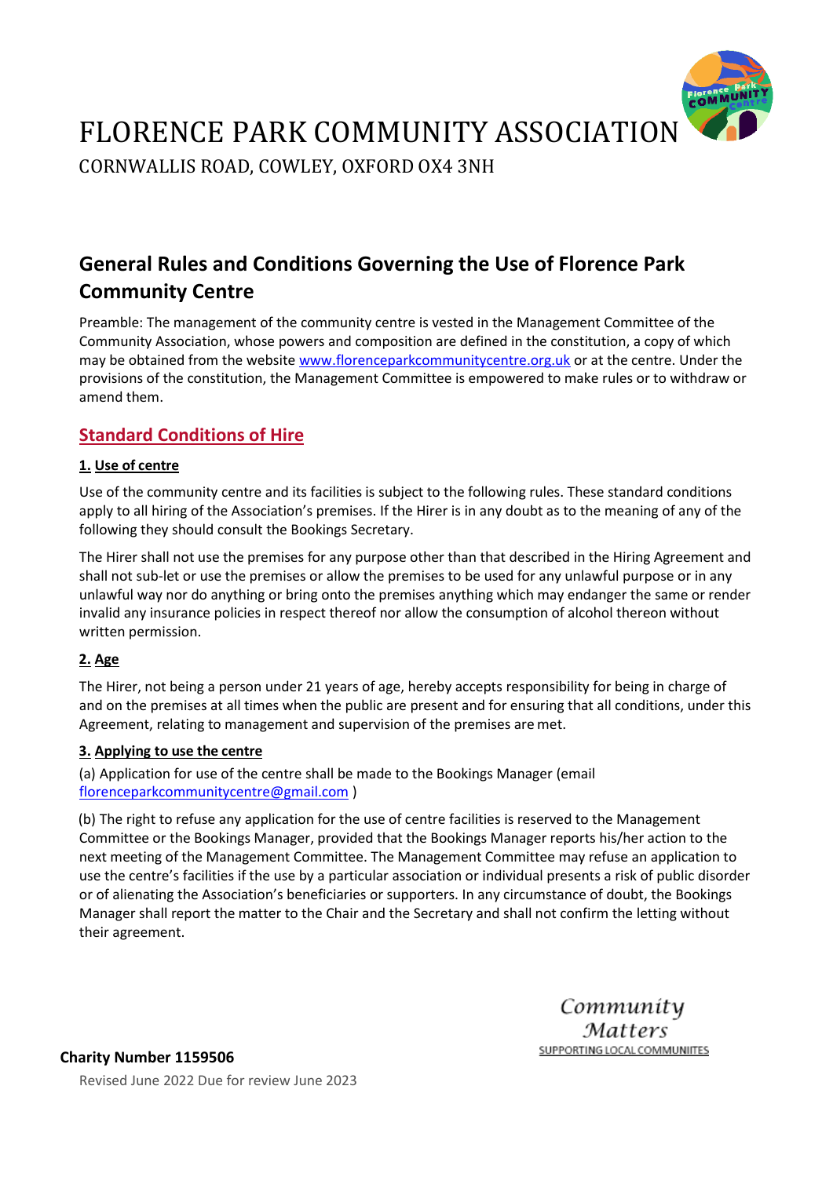# FLORENCE PARK COMMUNITY ASSOCIATION

CORNWALLIS ROAD, COWLEY, OXFORD OX4 3NH

## General Rules and Conditions Governing the Use of Florence Park Community Centre

Preamble: The management of the community centre is vested in the Management Committee of the Community Association, whose powers and composition are defined in the constitution, a copy of which may be obtained from the website www.florenceparkcommunitycentre.org.uk or at the centre. Under the provisions of the constitution, the Management Committee is empowered to make rules or to withdraw or amend them.

### Standard Conditions of Hire

**1. Use of centre**

Use of the community centre and its facilities is subject to the following rules. These standard conditions apply to all hiring of the Association's premises. If the Hirer is in any doubt as to the meaning of any of the following they should consult the Bookings Secretary.

The Hirer shall not use the premises for any purpose other than that described in the Hiring Agreement and shall not sub-let or use the premises or allow the premises to be used for any unlawful purpose or in any unlawful way nor do anything or bring onto the premises anything which may endanger the same or render invalid any insurance policies in respect thereof nor allow the consumption of alcohol thereon without written permission.

**2. Age**

The Hirer, not being a person under 21 years of age, hereby accepts responsibility for being in charge of and on the premises at all times when the public are present and for ensuring that all conditions, under this Agreement, relating to management and supervision of the premises are met.

**3. Applying to use the centre**

(a) Application for use of the centre shall be made to the Bookings Manager (email florenceparkcommunitycentre@gmail.com )

(b) The right to refuse any application for the use of centre facilities is reserved to the Management Committee or the Bookings Manager, provided that the Bookings Manager reports his/her action to the next meeting of the Management Committee. The Management Committee may refuse an application to use the centre's facilities if the use by a particular association or individual presents a risk of public disorder or of alienating the Association's beneficiaries or supporters. In any circumstance of doubt, the Bookings Manager shall report the matter to the Chair and the Secretary and shall not confirm the letting without their agreement.

Community Matters
SUPPORTING LOCAL COMMUNITIES

**Charity Number 1159506**

Revised June 2022 Due for review June 2023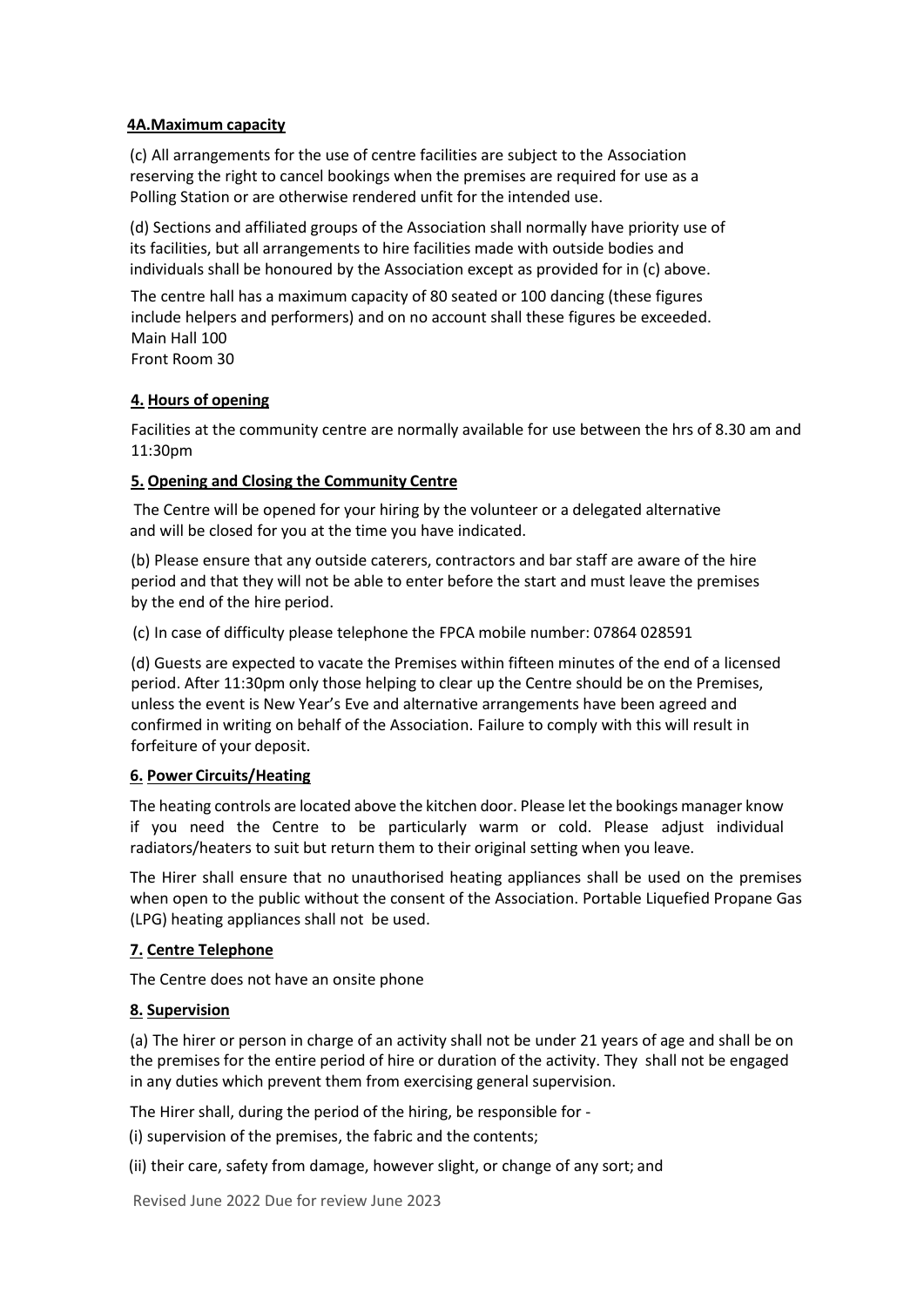**4A.Maximum capacity**

(c) All arrangements for the use of centre facilities are subject to the Association reserving the right to cancel bookings when the premises are required for use as a Polling Station or are otherwise rendered unfit for the intended use.

(d) Sections and affiliated groups of the Association shall normally have priority use of its facilities, but all arrangements to hire facilities made with outside bodies and individuals shall be honoured by the Association except as provided for in (c) above.

The centre hall has a maximum capacity of 80 seated or 100 dancing (these figures include helpers and performers) and on no account shall these figures be exceeded.
Main Hall 100
Front Room 30

**4. Hours of opening**

Facilities at the community centre are normally available for use between the hrs of 8.30 am and 11:30pm

**5. Opening and Closing the Community Centre**

The Centre will be opened for your hiring by the volunteer or a delegated alternative and will be closed for you at the time you have indicated.

(b) Please ensure that any outside caterers, contractors and bar staff are aware of the hire period and that they will not be able to enter before the start and must leave the premises by the end of the hire period.

(c) In case of difficulty please telephone the FPCA mobile number: 07864 028591

(d) Guests are expected to vacate the Premises within fifteen minutes of the end of a licensed period. After 11:30pm only those helping to clear up the Centre should be on the Premises, unless the event is New Year's Eve and alternative arrangements have been agreed and confirmed in writing on behalf of the Association. Failure to comply with this will result in forfeiture of your deposit.

**6. Power Circuits/Heating**

The heating controls are located above the kitchen door. Please let the bookings manager know if you need the Centre to be particularly warm or cold. Please adjust individual radiators/heaters to suit but return them to their original setting when you leave.

The Hirer shall ensure that no unauthorised heating appliances shall be used on the premises when open to the public without the consent of the Association. Portable Liquefied Propane Gas (LPG) heating appliances shall not be used.

**7. Centre Telephone**

The Centre does not have an onsite phone

**8. Supervision**

(a) The hirer or person in charge of an activity shall not be under 21 years of age and shall be on the premises for the entire period of hire or duration of the activity. They shall not be engaged in any duties which prevent them from exercising general supervision.

The Hirer shall, during the period of the hiring, be responsible for -

(i) supervision of the premises, the fabric and the contents;

(ii) their care, safety from damage, however slight, or change of any sort; and

Revised June 2022 Due for review June 2023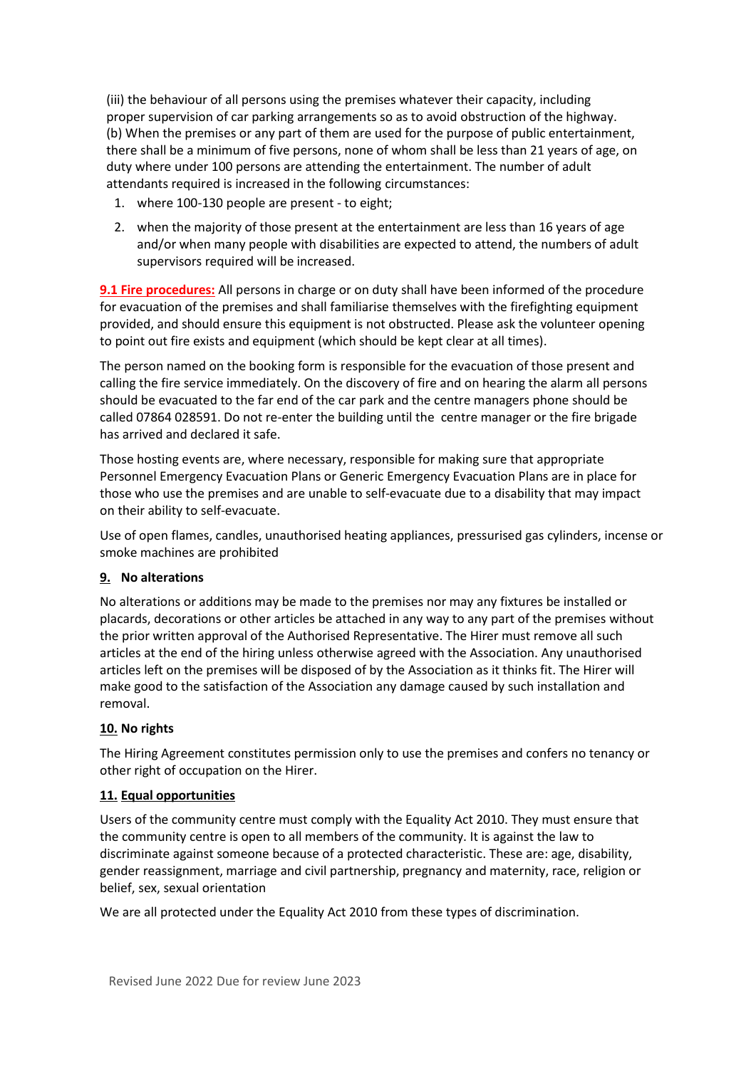(iii) the behaviour of all persons using the premises whatever their capacity, including proper supervision of car parking arrangements so as to avoid obstruction of the highway.
(b) When the premises or any part of them are used for the purpose of public entertainment, there shall be a minimum of five persons, none of whom shall be less than 21 years of age, on duty where under 100 persons are attending the entertainment. The number of adult attendants required is increased in the following circumstances:

1. where 100-130 people are present - to eight;
2. when the majority of those present at the entertainment are less than 16 years of age and/or when many people with disabilities are expected to attend, the numbers of adult supervisors required will be increased.

**9.1 Fire procedures:** All persons in charge or on duty shall have been informed of the procedure for evacuation of the premises and shall familiarise themselves with the firefighting equipment provided, and should ensure this equipment is not obstructed. Please ask the volunteer opening to point out fire exists and equipment (which should be kept clear at all times).

The person named on the booking form is responsible for the evacuation of those present and calling the fire service immediately. On the discovery of fire and on hearing the alarm all persons should be evacuated to the far end of the car park and the centre managers phone should be called 07864 028591. Do not re-enter the building until the centre manager or the fire brigade has arrived and declared it safe.

Those hosting events are, where necessary, responsible for making sure that appropriate Personnel Emergency Evacuation Plans or Generic Emergency Evacuation Plans are in place for those who use the premises and are unable to self-evacuate due to a disability that may impact on their ability to self-evacuate.

Use of open flames, candles, unauthorised heating appliances, pressurised gas cylinders, incense or smoke machines are prohibited

### 9. No alterations

No alterations or additions may be made to the premises nor may any fixtures be installed or placards, decorations or other articles be attached in any way to any part of the premises without the prior written approval of the Authorised Representative. The Hirer must remove all such articles at the end of the hiring unless otherwise agreed with the Association. Any unauthorised articles left on the premises will be disposed of by the Association as it thinks fit. The Hirer will make good to the satisfaction of the Association any damage caused by such installation and removal.

### 10. No rights

The Hiring Agreement constitutes permission only to use the premises and confers no tenancy or other right of occupation on the Hirer.

### 11. Equal opportunities

Users of the community centre must comply with the Equality Act 2010. They must ensure that the community centre is open to all members of the community. It is against the law to discriminate against someone because of a protected characteristic. These are: age, disability, gender reassignment, marriage and civil partnership, pregnancy and maternity, race, religion or belief, sex, sexual orientation

We are all protected under the Equality Act 2010 from these types of discrimination.

Revised June 2022 Due for review June 2023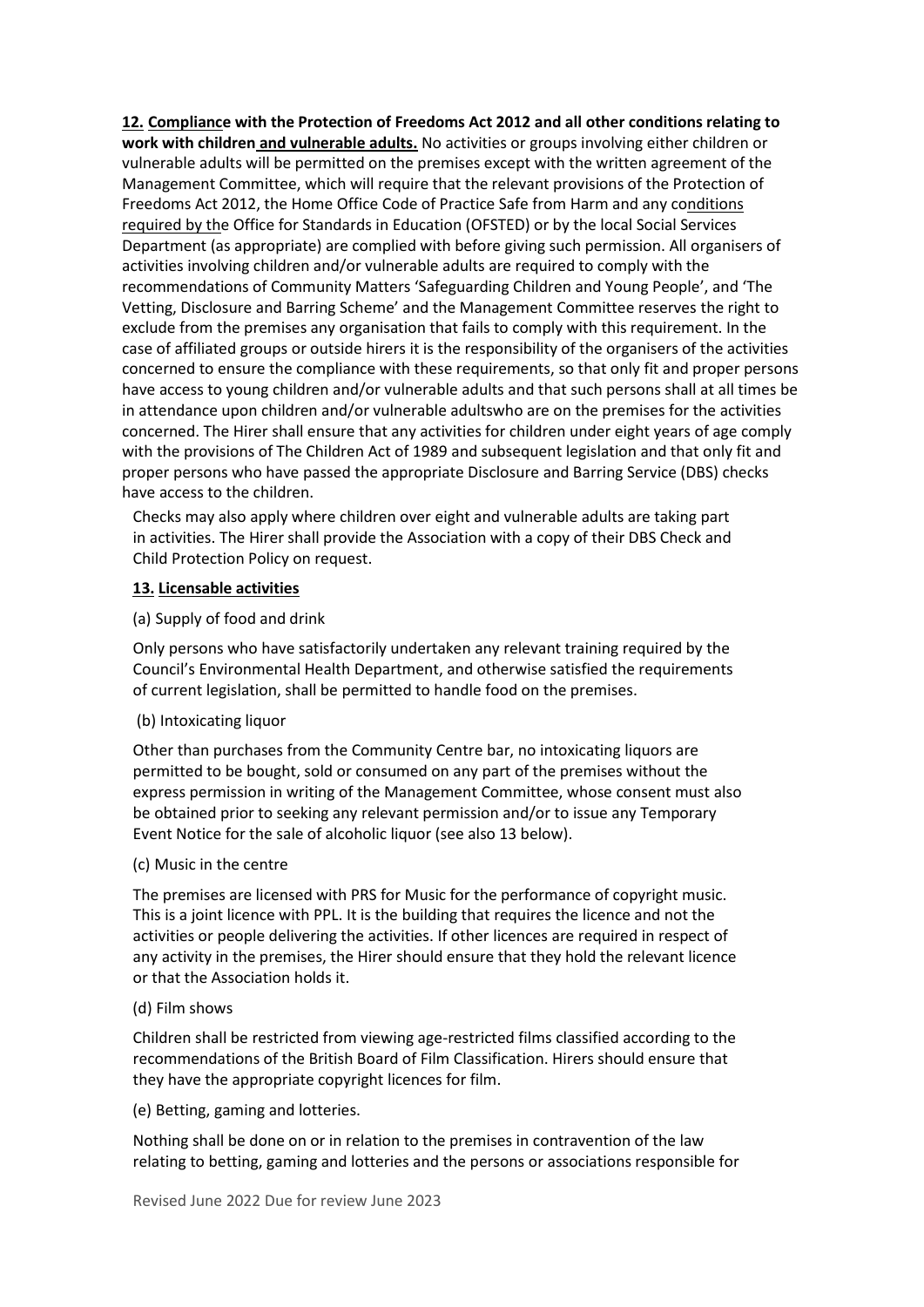**12. Compliance with the Protection of Freedoms Act 2012 and all other conditions relating to work with children and vulnerable adults.** No activities or groups involving either children or vulnerable adults will be permitted on the premises except with the written agreement of the Management Committee, which will require that the relevant provisions of the Protection of Freedoms Act 2012, the Home Office Code of Practice Safe from Harm and any conditions required by the Office for Standards in Education (OFSTED) or by the local Social Services Department (as appropriate) are complied with before giving such permission. All organisers of activities involving children and/or vulnerable adults are required to comply with the recommendations of Community Matters 'Safeguarding Children and Young People', and 'The Vetting, Disclosure and Barring Scheme' and the Management Committee reserves the right to exclude from the premises any organisation that fails to comply with this requirement. In the case of affiliated groups or outside hirers it is the responsibility of the organisers of the activities concerned to ensure the compliance with these requirements, so that only fit and proper persons have access to young children and/or vulnerable adults and that such persons shall at all times be in attendance upon children and/or vulnerable adultswho are on the premises for the activities concerned. The Hirer shall ensure that any activities for children under eight years of age comply with the provisions of The Children Act of 1989 and subsequent legislation and that only fit and proper persons who have passed the appropriate Disclosure and Barring Service (DBS) checks have access to the children.

Checks may also apply where children over eight and vulnerable adults are taking part in activities. The Hirer shall provide the Association with a copy of their DBS Check and Child Protection Policy on request.

**13. Licensable activities**

(a) Supply of food and drink

Only persons who have satisfactorily undertaken any relevant training required by the Council's Environmental Health Department, and otherwise satisfied the requirements of current legislation, shall be permitted to handle food on the premises.

(b) Intoxicating liquor

Other than purchases from the Community Centre bar, no intoxicating liquors are permitted to be bought, sold or consumed on any part of the premises without the express permission in writing of the Management Committee, whose consent must also be obtained prior to seeking any relevant permission and/or to issue any Temporary Event Notice for the sale of alcoholic liquor (see also 13 below).

(c) Music in the centre

The premises are licensed with PRS for Music for the performance of copyright music. This is a joint licence with PPL. It is the building that requires the licence and not the activities or people delivering the activities. If other licences are required in respect of any activity in the premises, the Hirer should ensure that they hold the relevant licence or that the Association holds it.

(d) Film shows

Children shall be restricted from viewing age-restricted films classified according to the recommendations of the British Board of Film Classification. Hirers should ensure that they have the appropriate copyright licences for film.

(e) Betting, gaming and lotteries.

Nothing shall be done on or in relation to the premises in contravention of the law relating to betting, gaming and lotteries and the persons or associations responsible for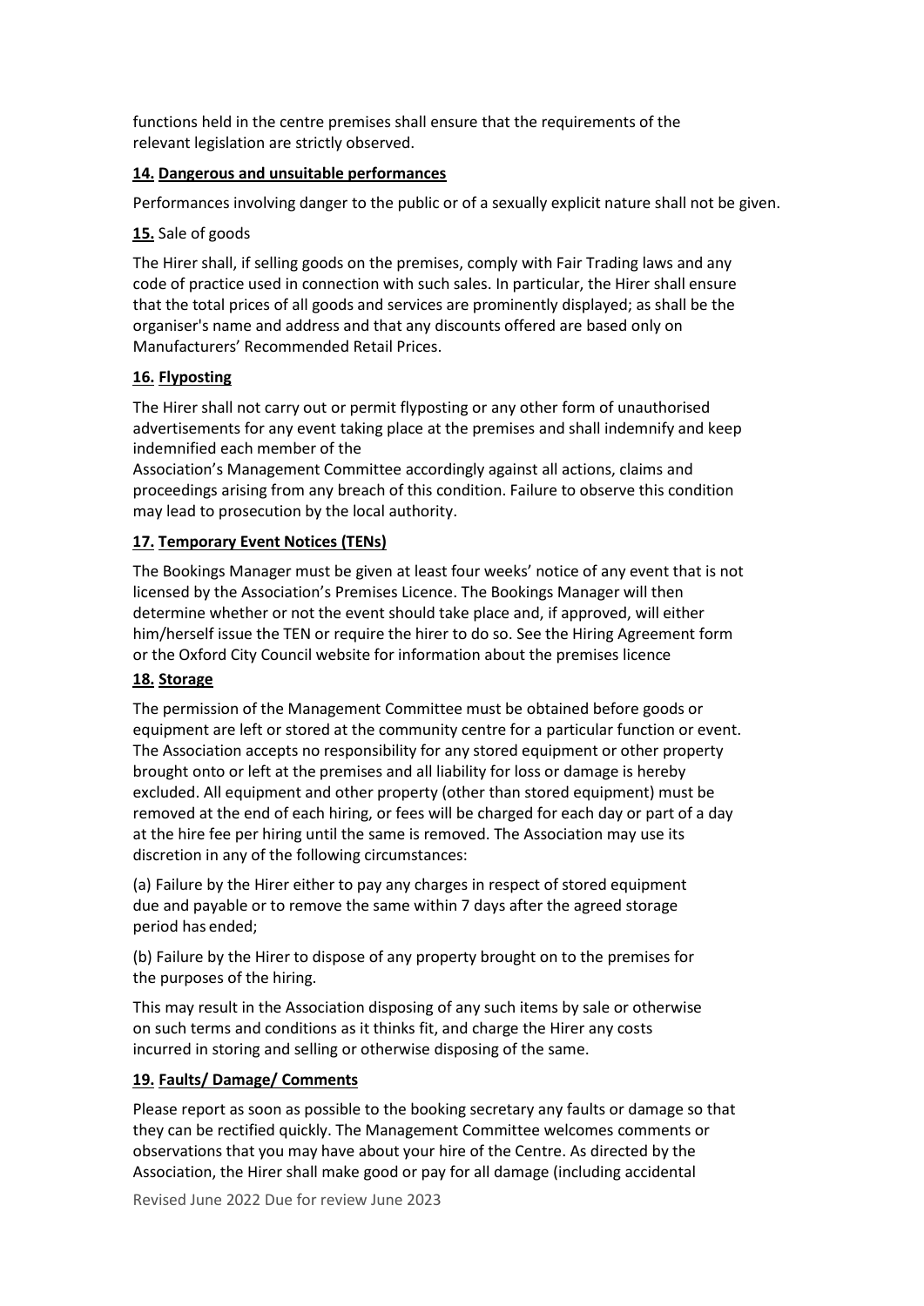functions held in the centre premises shall ensure that the requirements of the relevant legislation are strictly observed.

**14. Dangerous and unsuitable performances**

Performances involving danger to the public or of a sexually explicit nature shall not be given.

**15.** Sale of goods

The Hirer shall, if selling goods on the premises, comply with Fair Trading laws and any code of practice used in connection with such sales. In particular, the Hirer shall ensure that the total prices of all goods and services are prominently displayed; as shall be the organiser's name and address and that any discounts offered are based only on Manufacturers' Recommended Retail Prices.

**16. Flyposting**

The Hirer shall not carry out or permit flyposting or any other form of unauthorised advertisements for any event taking place at the premises and shall indemnify and keep indemnified each member of the Association's Management Committee accordingly against all actions, claims and proceedings arising from any breach of this condition. Failure to observe this condition may lead to prosecution by the local authority.

**17. Temporary Event Notices (TENs)**

The Bookings Manager must be given at least four weeks' notice of any event that is not licensed by the Association's Premises Licence. The Bookings Manager will then determine whether or not the event should take place and, if approved, will either him/herself issue the TEN or require the hirer to do so. See the Hiring Agreement form or the Oxford City Council website for information about the premises licence

**18. Storage**

The permission of the Management Committee must be obtained before goods or equipment are left or stored at the community centre for a particular function or event. The Association accepts no responsibility for any stored equipment or other property brought onto or left at the premises and all liability for loss or damage is hereby excluded. All equipment and other property (other than stored equipment) must be removed at the end of each hiring, or fees will be charged for each day or part of a day at the hire fee per hiring until the same is removed. The Association may use its discretion in any of the following circumstances:

(a) Failure by the Hirer either to pay any charges in respect of stored equipment due and payable or to remove the same within 7 days after the agreed storage period has ended;

(b) Failure by the Hirer to dispose of any property brought on to the premises for the purposes of the hiring.

This may result in the Association disposing of any such items by sale or otherwise on such terms and conditions as it thinks fit, and charge the Hirer any costs incurred in storing and selling or otherwise disposing of the same.

**19. Faults/ Damage/ Comments**

Please report as soon as possible to the booking secretary any faults or damage so that they can be rectified quickly. The Management Committee welcomes comments or observations that you may have about your hire of the Centre. As directed by the Association, the Hirer shall make good or pay for all damage (including accidental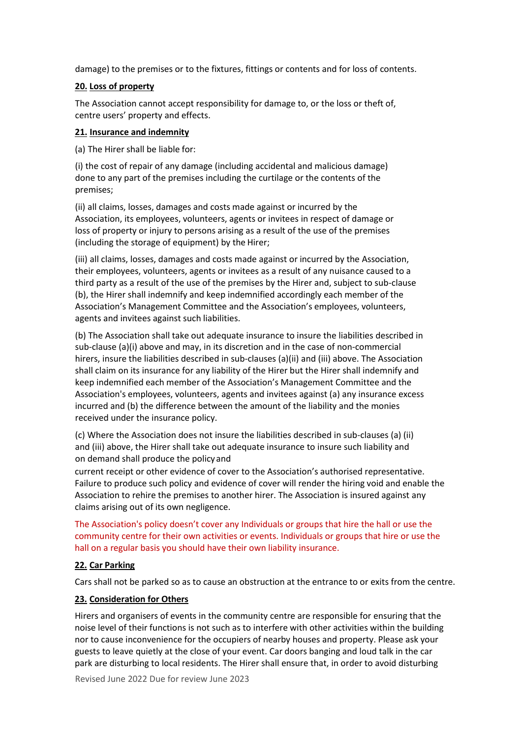damage) to the premises or to the fixtures, fittings or contents and for loss of contents.

**20. Loss of property**

The Association cannot accept responsibility for damage to, or the loss or theft of, centre users' property and effects.

**21. Insurance and indemnity**

(a) The Hirer shall be liable for:

(i) the cost of repair of any damage (including accidental and malicious damage) done to any part of the premises including the curtilage or the contents of the premises;

(ii) all claims, losses, damages and costs made against or incurred by the Association, its employees, volunteers, agents or invitees in respect of damage or loss of property or injury to persons arising as a result of the use of the premises (including the storage of equipment) by the Hirer;

(iii) all claims, losses, damages and costs made against or incurred by the Association, their employees, volunteers, agents or invitees as a result of any nuisance caused to a third party as a result of the use of the premises by the Hirer and, subject to sub-clause (b), the Hirer shall indemnify and keep indemnified accordingly each member of the Association's Management Committee and the Association's employees, volunteers, agents and invitees against such liabilities.

(b) The Association shall take out adequate insurance to insure the liabilities described in sub-clause (a)(i) above and may, in its discretion and in the case of non-commercial hirers, insure the liabilities described in sub-clauses (a)(ii) and (iii) above. The Association shall claim on its insurance for any liability of the Hirer but the Hirer shall indemnify and keep indemnified each member of the Association's Management Committee and the Association's employees, volunteers, agents and invitees against (a) any insurance excess incurred and (b) the difference between the amount of the liability and the monies received under the insurance policy.

(c) Where the Association does not insure the liabilities described in sub-clauses (a) (ii) and (iii) above, the Hirer shall take out adequate insurance to insure such liability and on demand shall produce the policy and current receipt or other evidence of cover to the Association's authorised representative. Failure to produce such policy and evidence of cover will render the hiring void and enable the Association to rehire the premises to another hirer. The Association is insured against any claims arising out of its own negligence.

The Association's policy doesn't cover any Individuals or groups that hire the hall or use the community centre for their own activities or events. Individuals or groups that hire or use the hall on a regular basis you should have their own liability insurance.

**22. Car Parking**

Cars shall not be parked so as to cause an obstruction at the entrance to or exits from the centre.

**23. Consideration for Others**

Hirers and organisers of events in the community centre are responsible for ensuring that the noise level of their functions is not such as to interfere with other activities within the building nor to cause inconvenience for the occupiers of nearby houses and property. Please ask your guests to leave quietly at the close of your event. Car doors banging and loud talk in the car park are disturbing to local residents. The Hirer shall ensure that, in order to avoid disturbing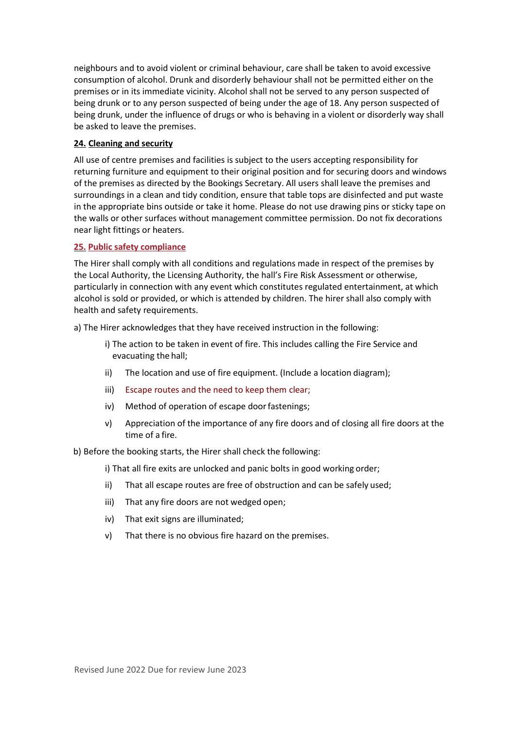neighbours and to avoid violent or criminal behaviour, care shall be taken to avoid excessive consumption of alcohol. Drunk and disorderly behaviour shall not be permitted either on the premises or in its immediate vicinity. Alcohol shall not be served to any person suspected of being drunk or to any person suspected of being under the age of 18. Any person suspected of being drunk, under the influence of drugs or who is behaving in a violent or disorderly way shall be asked to leave the premises.

**24. Cleaning and security**

All use of centre premises and facilities is subject to the users accepting responsibility for returning furniture and equipment to their original position and for securing doors and windows of the premises as directed by the Bookings Secretary. All users shall leave the premises and surroundings in a clean and tidy condition, ensure that table tops are disinfected and put waste in the appropriate bins outside or take it home. Please do not use drawing pins or sticky tape on the walls or other surfaces without management committee permission. Do not fix decorations near light fittings or heaters.

**25. Public safety compliance**

The Hirer shall comply with all conditions and regulations made in respect of the premises by the Local Authority, the Licensing Authority, the hall's Fire Risk Assessment or otherwise, particularly in connection with any event which constitutes regulated entertainment, at which alcohol is sold or provided, or which is attended by children. The hirer shall also comply with health and safety requirements.

a) The Hirer acknowledges that they have received instruction in the following:

- i) The action to be taken in event of fire. This includes calling the Fire Service and evacuating the hall;
- ii) The location and use of fire equipment. (Include a location diagram);
- iii) Escape routes and the need to keep them clear;
- iv) Method of operation of escape door fastenings;
- v) Appreciation of the importance of any fire doors and of closing all fire doors at the time of a fire.

b) Before the booking starts, the Hirer shall check the following:

- i) That all fire exits are unlocked and panic bolts in good working order;
- ii) That all escape routes are free of obstruction and can be safely used;
- iii) That any fire doors are not wedged open;
- iv) That exit signs are illuminated;
- v) That there is no obvious fire hazard on the premises.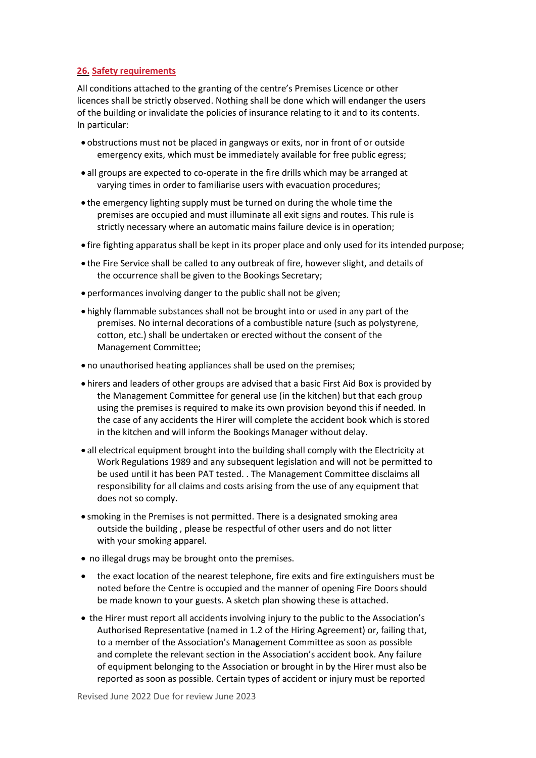## 26. Safety requirements

All conditions attached to the granting of the centre's Premises Licence or other licences shall be strictly observed. Nothing shall be done which will endanger the users of the building or invalidate the policies of insurance relating to it and to its contents. In particular:

- obstructions must not be placed in gangways or exits, nor in front of or outside emergency exits, which must be immediately available for free public egress;
- all groups are expected to co-operate in the fire drills which may be arranged at varying times in order to familiarise users with evacuation procedures;
- the emergency lighting supply must be turned on during the whole time the premises are occupied and must illuminate all exit signs and routes. This rule is strictly necessary where an automatic mains failure device is in operation;
- fire fighting apparatus shall be kept in its proper place and only used for its intended purpose;
- the Fire Service shall be called to any outbreak of fire, however slight, and details of the occurrence shall be given to the Bookings Secretary;
- performances involving danger to the public shall not be given;
- highly flammable substances shall not be brought into or used in any part of the premises. No internal decorations of a combustible nature (such as polystyrene, cotton, etc.) shall be undertaken or erected without the consent of the Management Committee;
- no unauthorised heating appliances shall be used on the premises;
- hirers and leaders of other groups are advised that a basic First Aid Box is provided by the Management Committee for general use (in the kitchen) but that each group using the premises is required to make its own provision beyond this if needed. In the case of any accidents the Hirer will complete the accident book which is stored in the kitchen and will inform the Bookings Manager without delay.
- all electrical equipment brought into the building shall comply with the Electricity at Work Regulations 1989 and any subsequent legislation and will not be permitted to be used until it has been PAT tested. . The Management Committee disclaims all responsibility for all claims and costs arising from the use of any equipment that does not so comply.
- smoking in the Premises is not permitted. There is a designated smoking area outside the building , please be respectful of other users and do not litter with your smoking apparel.
- no illegal drugs may be brought onto the premises.
- the exact location of the nearest telephone, fire exits and fire extinguishers must be noted before the Centre is occupied and the manner of opening Fire Doors should be made known to your guests. A sketch plan showing these is attached.
- the Hirer must report all accidents involving injury to the public to the Association's Authorised Representative (named in 1.2 of the Hiring Agreement) or, failing that, to a member of the Association's Management Committee as soon as possible and complete the relevant section in the Association's accident book. Any failure of equipment belonging to the Association or brought in by the Hirer must also be reported as soon as possible. Certain types of accident or injury must be reported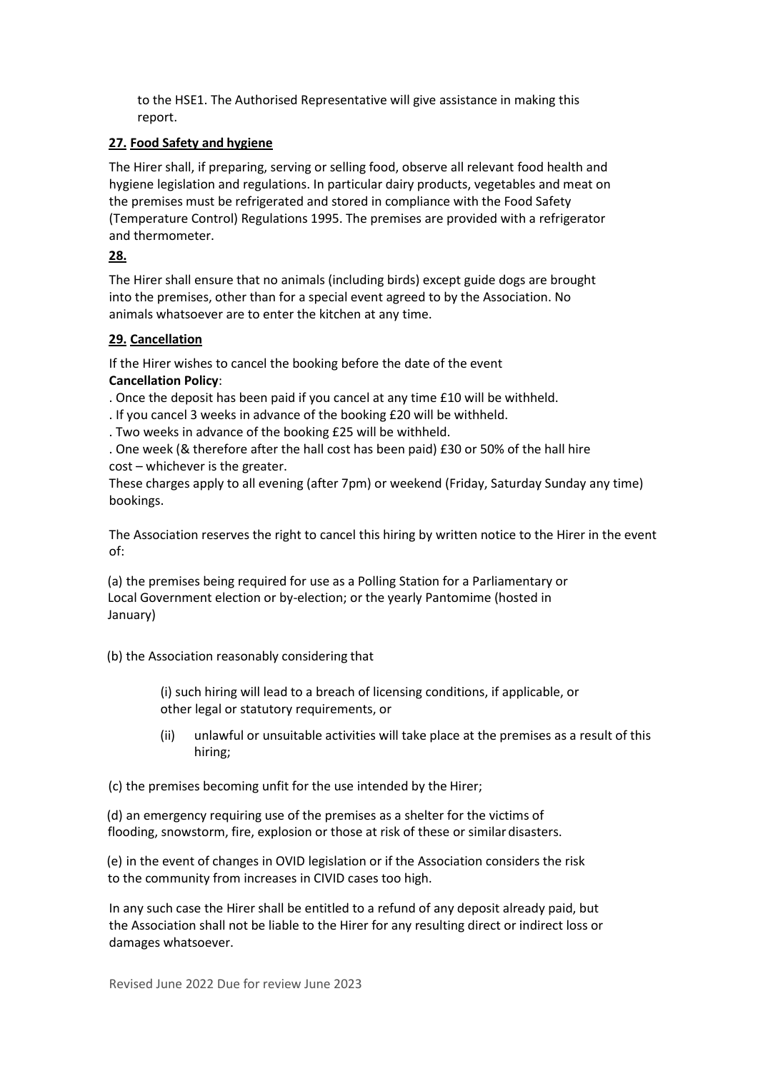to the HSE1. The Authorised Representative will give assistance in making this report.

**27. Food Safety and hygiene**

The Hirer shall, if preparing, serving or selling food, observe all relevant food health and hygiene legislation and regulations. In particular dairy products, vegetables and meat on the premises must be refrigerated and stored in compliance with the Food Safety (Temperature Control) Regulations 1995. The premises are provided with a refrigerator and thermometer.

**28.**

The Hirer shall ensure that no animals (including birds) except guide dogs are brought into the premises, other than for a special event agreed to by the Association. No animals whatsoever are to enter the kitchen at any time.

**29. Cancellation**

If the Hirer wishes to cancel the booking before the date of the event
**Cancellation Policy**:

. Once the deposit has been paid if you cancel at any time £10 will be withheld.
. If you cancel 3 weeks in advance of the booking £20 will be withheld.
. Two weeks in advance of the booking £25 will be withheld.
. One week (& therefore after the hall cost has been paid) £30 or 50% of the hall hire cost – whichever is the greater.

These charges apply to all evening (after 7pm) or weekend (Friday, Saturday Sunday any time) bookings.

The Association reserves the right to cancel this hiring by written notice to the Hirer in the event of:

(a) the premises being required for use as a Polling Station for a Parliamentary or Local Government election or by-election; or the yearly Pantomime (hosted in January)

(b) the Association reasonably considering that

(i) such hiring will lead to a breach of licensing conditions, if applicable, or other legal or statutory requirements, or

(ii) unlawful or unsuitable activities will take place at the premises as a result of this hiring;

(c) the premises becoming unfit for the use intended by the Hirer;

(d) an emergency requiring use of the premises as a shelter for the victims of flooding, snowstorm, fire, explosion or those at risk of these or similar disasters.

(e) in the event of changes in OVID legislation or if the Association considers the risk to the community from increases in CIVID cases too high.

In any such case the Hirer shall be entitled to a refund of any deposit already paid, but the Association shall not be liable to the Hirer for any resulting direct or indirect loss or damages whatsoever.

Revised June 2022 Due for review June 2023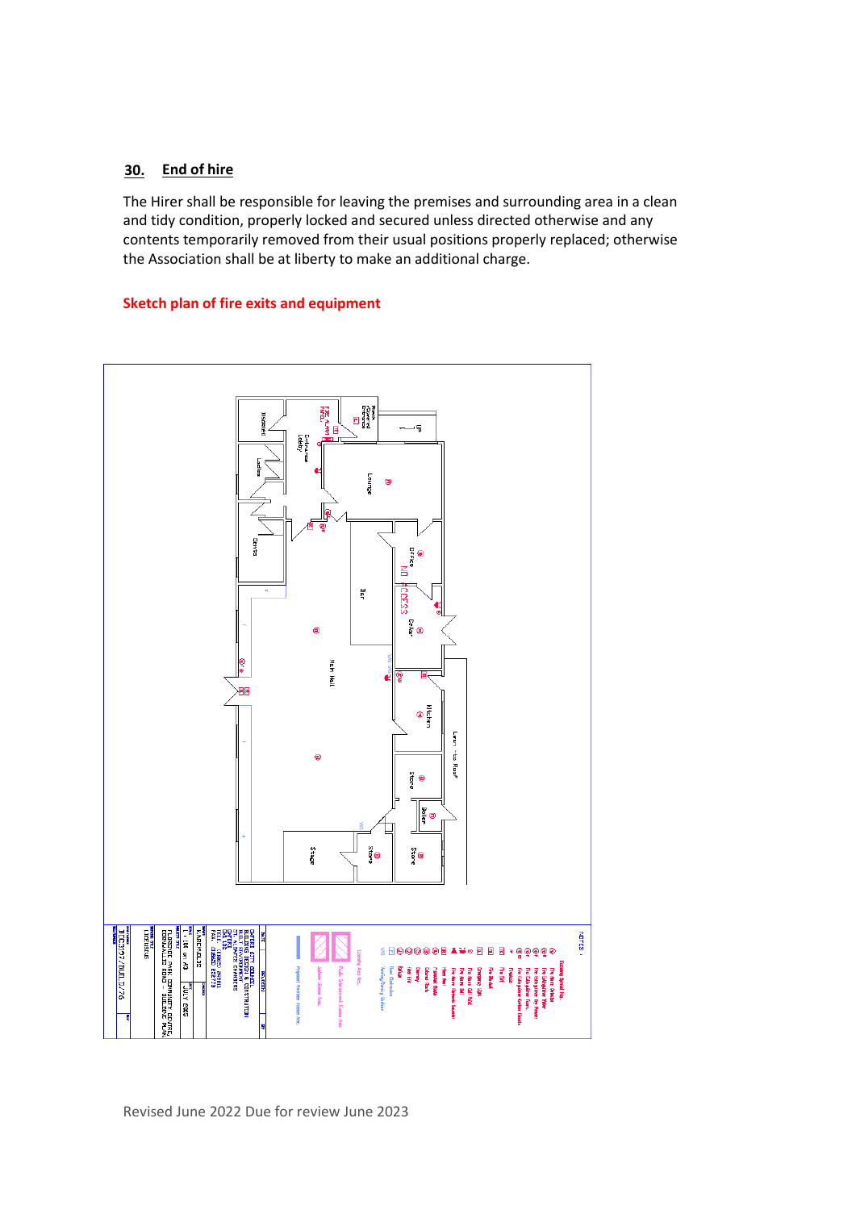## 30. End of hire

The Hirer shall be responsible for leaving the premises and surrounding area in a clean and tidy condition, properly locked and secured unless directed otherwise and any contents temporarily removed from their usual positions properly replaced; otherwise the Association shall be at liberty to make an additional charge.

**Sketch plan of fire exits and equipment**